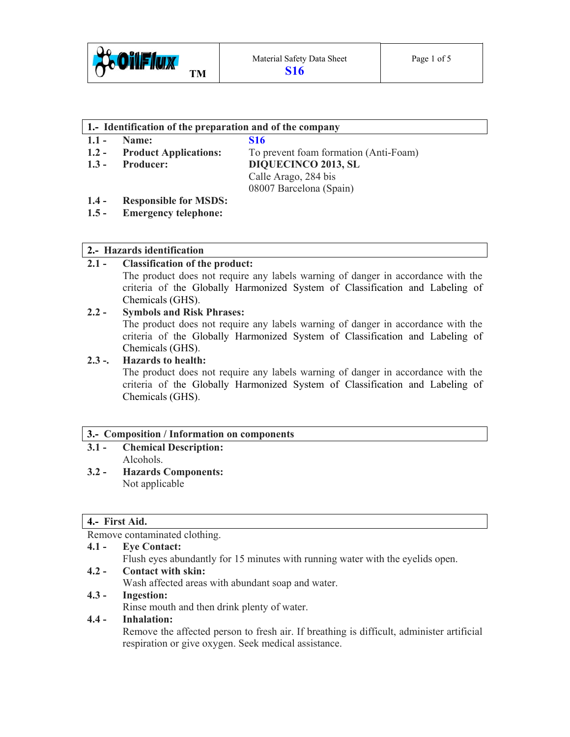Material Safety Data Sheet
**S16**

## 1.- Identification of the preparation and of the company

**1.1 - Name:** **S16**

**1.2 - Product Applications:** To prevent foam formation (Anti-Foam)

**1.3 - Producer:** **DIQUECINCO 2013, SL**
Calle Arago, 284 bis
08007 Barcelona (Spain)

**1.4 - Responsible for MSDS:**

**1.5 - Emergency telephone:**

## 2.- Hazards identification

**2.1 - Classification of the product:**
The product does not require any labels warning of danger in accordance with the criteria of the Globally Harmonized System of Classification and Labeling of Chemicals (GHS).

**2.2 - Symbols and Risk Phrases:**
The product does not require any labels warning of danger in accordance with the criteria of the Globally Harmonized System of Classification and Labeling of Chemicals (GHS).

**2.3 -. Hazards to health:**
The product does not require any labels warning of danger in accordance with the criteria of the Globally Harmonized System of Classification and Labeling of Chemicals (GHS).

## 3.- Composition / Information on components

**3.1 - Chemical Description:**
Alcohols.

**3.2 - Hazards Components:**
Not applicable

## 4.- First Aid.

Remove contaminated clothing.

**4.1 - Eye Contact:**
Flush eyes abundantly for 15 minutes with running water with the eyelids open.

**4.2 - Contact with skin:**
Wash affected areas with abundant soap and water.

**4.3 - Ingestion:**
Rinse mouth and then drink plenty of water.

**4.4 - Inhalation:**
Remove the affected person to fresh air. If breathing is difficult, administer artificial respiration or give oxygen. Seek medical assistance.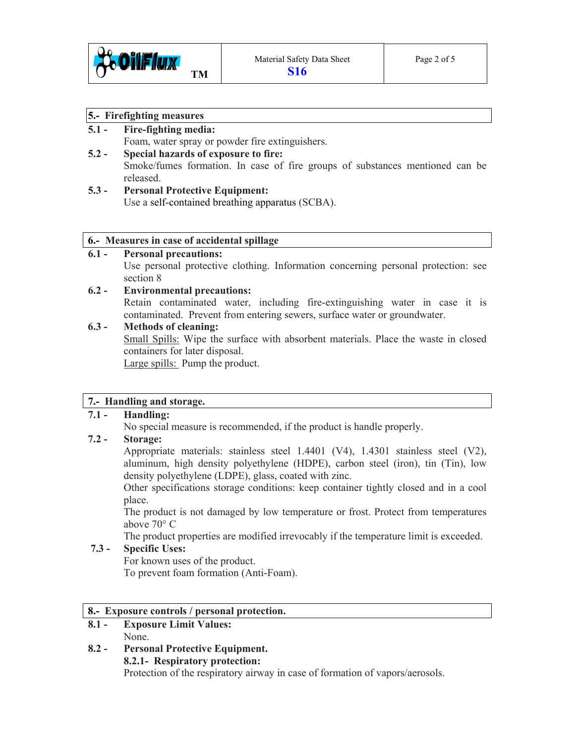## 5.- Firefighting measures

**5.1 - Fire-fighting media:**

Foam, water spray or powder fire extinguishers.

**5.2 - Special hazards of exposure to fire:**

Smoke/fumes formation. In case of fire groups of substances mentioned can be released.

**5.3 - Personal Protective Equipment:**

Use a self-contained breathing apparatus (SCBA).

## 6.- Measures in case of accidental spillage

**6.1 - Personal precautions:**

Use personal protective clothing. Information concerning personal protection: see section 8

**6.2 - Environmental precautions:**

Retain contaminated water, including fire-extinguishing water in case it is contaminated. Prevent from entering sewers, surface water or groundwater.

**6.3 - Methods of cleaning:**

<u>Small Spills:</u> Wipe the surface with absorbent materials. Place the waste in closed containers for later disposal.

<u>Large spills:</u> Pump the product.

## 7.- Handling and storage.

**7.1 - Handling:**

No special measure is recommended, if the product is handle properly.

**7.2 - Storage:**

Appropriate materials: stainless steel 1.4401 (V4), 1.4301 stainless steel (V2), aluminum, high density polyethylene (HDPE), carbon steel (iron), tin (Tin), low density polyethylene (LDPE), glass, coated with zinc.

Other specifications storage conditions: keep container tightly closed and in a cool place.

The product is not damaged by low temperature or frost. Protect from temperatures above 70° C

The product properties are modified irrevocably if the temperature limit is exceeded.

**7.3 - Specific Uses:**

For known uses of the product.

To prevent foam formation (Anti-Foam).

## 8.- Exposure controls / personal protection.

**8.1 - Exposure Limit Values:**

None.

**8.2 - Personal Protective Equipment.**

**8.2.1- Respiratory protection:**

Protection of the respiratory airway in case of formation of vapors/aerosols.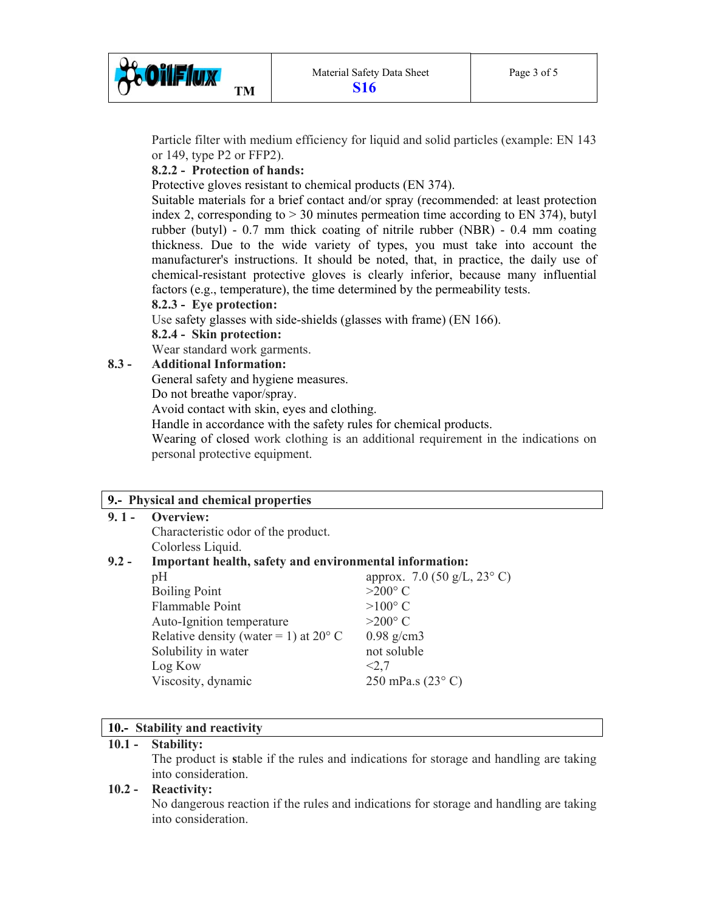Particle filter with medium efficiency for liquid and solid particles (example: EN 143 or 149, type P2 or FFP2).

**8.2.2 - Protection of hands:**

Protective gloves resistant to chemical products (EN 374).

Suitable materials for a brief contact and/or spray (recommended: at least protection index 2, corresponding to > 30 minutes permeation time according to EN 374), butyl rubber (butyl) - 0.7 mm thick coating of nitrile rubber (NBR) - 0.4 mm coating thickness. Due to the wide variety of types, you must take into account the manufacturer's instructions. It should be noted, that, in practice, the daily use of chemical-resistant protective gloves is clearly inferior, because many influential factors (e.g., temperature), the time determined by the permeability tests.

**8.2.3 - Eye protection:**

Use safety glasses with side-shields (glasses with frame) (EN 166).

**8.2.4 - Skin protection:**

Wear standard work garments.

**8.3 - Additional Information:**

General safety and hygiene measures.
Do not breathe vapor/spray.
Avoid contact with skin, eyes and clothing.
Handle in accordance with the safety rules for chemical products.
Wearing of closed work clothing is an additional requirement in the indications on personal protective equipment.

## 9.- Physical and chemical properties

**9. 1 - Overview:**

Characteristic odor of the product.
Colorless Liquid.

**9.2 - Important health, safety and environmental information:**

| Property | Value |
| --- | --- |
| pH | approx. 7.0 (50 g/L, 23° C) |
| Boiling Point | >200° C |
| Flammable Point | >100° C |
| Auto-Ignition temperature | >200° C |
| Relative density (water = 1) at 20° C | 0.98 g/cm3 |
| Solubility in water | not soluble |
| Log Kow | <2,7 |
| Viscosity, dynamic | 250 mPa.s (23° C) |

## 10.- Stability and reactivity

**10.1 - Stability:**

The product is **s**table if the rules and indications for storage and handling are taking into consideration.

**10.2 - Reactivity:**

No dangerous reaction if the rules and indications for storage and handling are taking into consideration.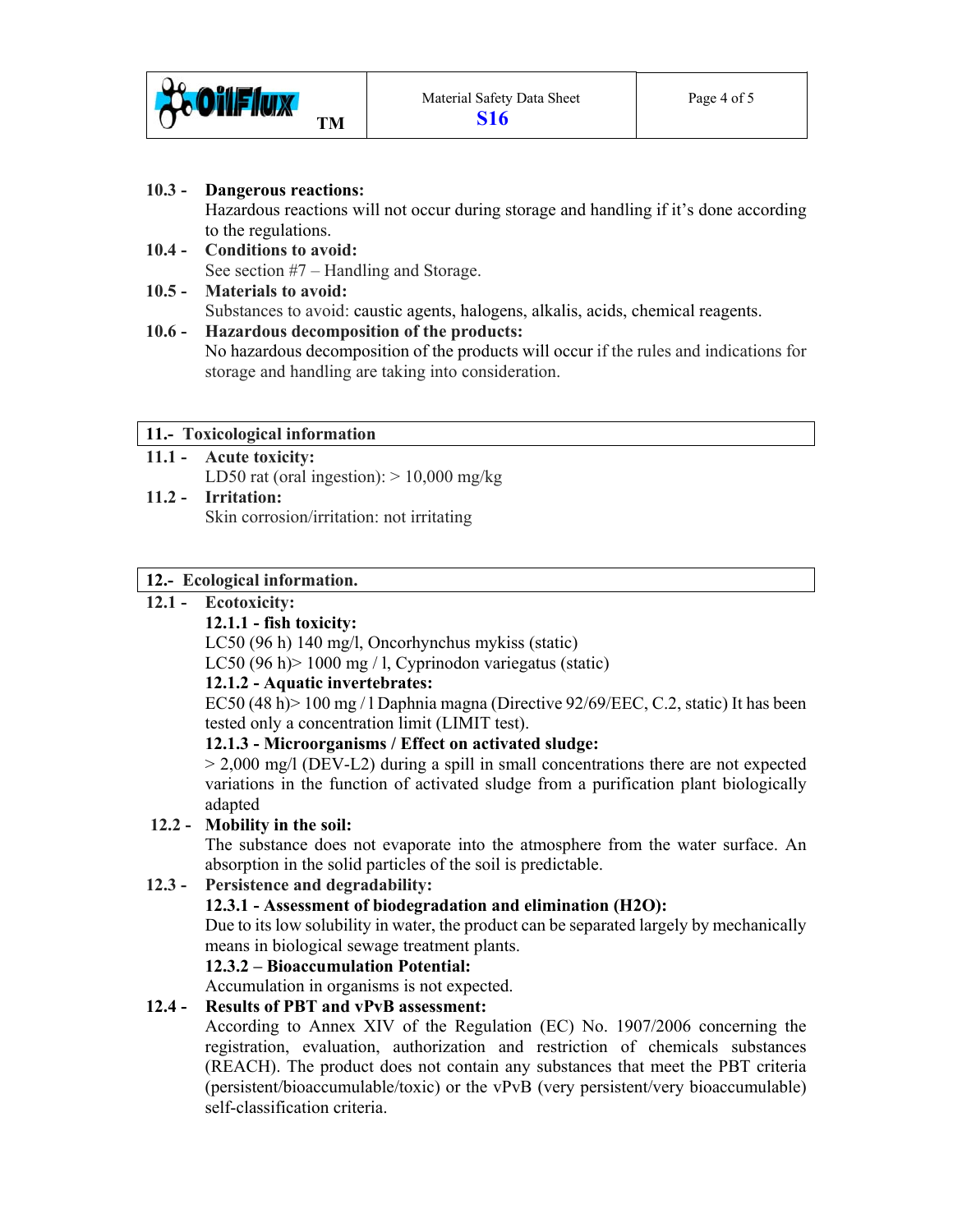**10.3 - Dangerous reactions:**
Hazardous reactions will not occur during storage and handling if it's done according to the regulations.

**10.4 - Conditions to avoid:**
See section #7 – Handling and Storage.

**10.5 - Materials to avoid:**
Substances to avoid: caustic agents, halogens, alkalis, acids, chemical reagents.

**10.6 - Hazardous decomposition of the products:**
No hazardous decomposition of the products will occur if the rules and indications for storage and handling are taking into consideration.

## 11.- Toxicological information

**11.1 - Acute toxicity:**
LD50 rat (oral ingestion): > 10,000 mg/kg

**11.2 - Irritation:**
Skin corrosion/irritation: not irritating

## 12.- Ecological information.

**12.1 - Ecotoxicity:**

**12.1.1 - fish toxicity:**
LC50 (96 h) 140 mg/l, Oncorhynchus mykiss (static)
LC50 (96 h)> 1000 mg / l, Cyprinodon variegatus (static)

**12.1.2 - Aquatic invertebrates:**
EC50 (48 h)> 100 mg / l Daphnia magna (Directive 92/69/EEC, C.2, static) It has been tested only a concentration limit (LIMIT test).

**12.1.3 - Microorganisms / Effect on activated sludge:**
> 2,000 mg/l (DEV-L2) during a spill in small concentrations there are not expected variations in the function of activated sludge from a purification plant biologically adapted

**12.2 - Mobility in the soil:**
The substance does not evaporate into the atmosphere from the water surface. An absorption in the solid particles of the soil is predictable.

**12.3 - Persistence and degradability:**

**12.3.1 - Assessment of biodegradation and elimination ($H_2O$):**
Due to its low solubility in water, the product can be separated largely by mechanically means in biological sewage treatment plants.

**12.3.2 – Bioaccumulation Potential:**
Accumulation in organisms is not expected.

**12.4 - Results of PBT and vPvB assessment:**
According to Annex XIV of the Regulation (EC) No. 1907/2006 concerning the registration, evaluation, authorization and restriction of chemicals substances (REACH). The product does not contain any substances that meet the PBT criteria (persistent/bioaccumulable/toxic) or the vPvB (very persistent/very bioaccumulable) self-classification criteria.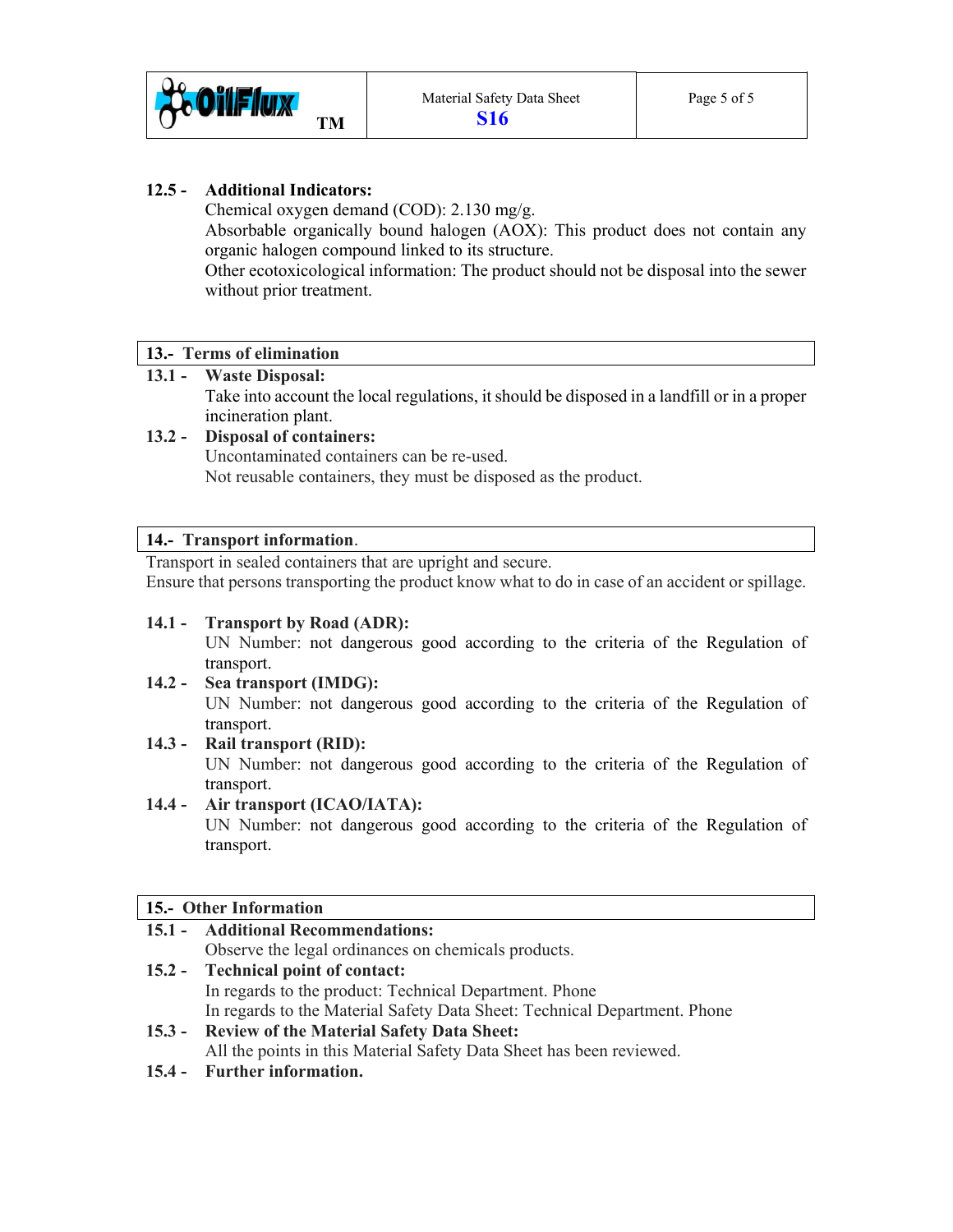**12.5 - Additional Indicators:**

Chemical oxygen demand (COD): 2.130 mg/g.

Absorbable organically bound halogen (AOX): This product does not contain any organic halogen compound linked to its structure.

Other ecotoxicological information: The product should not be disposal into the sewer without prior treatment.

## 13.- Terms of elimination

**13.1 - Waste Disposal:**

Take into account the local regulations, it should be disposed in a landfill or in a proper incineration plant.

**13.2 - Disposal of containers:**

Uncontaminated containers can be re-used.

Not reusable containers, they must be disposed as the product.

## 14.- Transport information.

Transport in sealed containers that are upright and secure.

Ensure that persons transporting the product know what to do in case of an accident or spillage.

**14.1 - Transport by Road (ADR):**

UN Number: not dangerous good according to the criteria of the Regulation of transport.

**14.2 - Sea transport (IMDG):**

UN Number: not dangerous good according to the criteria of the Regulation of transport.

**14.3 - Rail transport (RID):**

UN Number: not dangerous good according to the criteria of the Regulation of transport.

**14.4 - Air transport (ICAO/IATA):**

UN Number: not dangerous good according to the criteria of the Regulation of transport.

## 15.- Other Information

**15.1 - Additional Recommendations:**

Observe the legal ordinances on chemicals products.

**15.2 - Technical point of contact:**

In regards to the product: Technical Department. Phone

In regards to the Material Safety Data Sheet: Technical Department. Phone

**15.3 - Review of the Material Safety Data Sheet:**

All the points in this Material Safety Data Sheet has been reviewed.

**15.4 - Further information.**